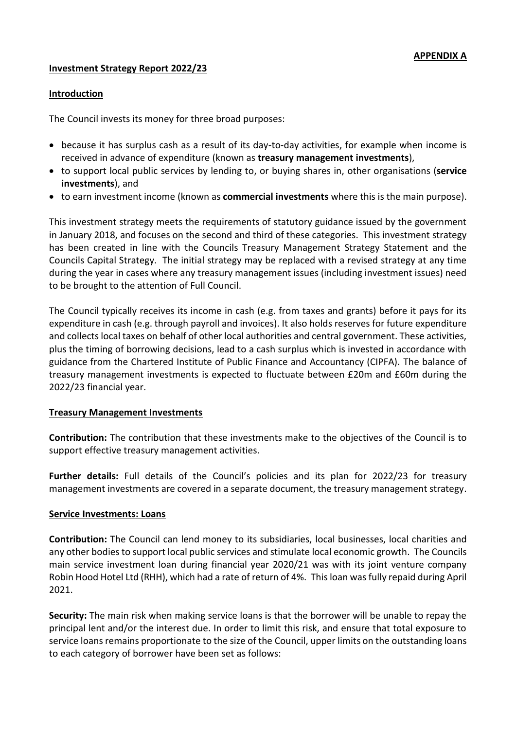**APPENDIX A**

# Investment Strategy Report 2022/23

## Introduction

The Council invests its money for three broad purposes:

- because it has surplus cash as a result of its day-to-day activities, for example when income is received in advance of expenditure (known as **treasury management investments**),
- to support local public services by lending to, or buying shares in, other organisations (**service investments**), and
- to earn investment income (known as **commercial investments** where this is the main purpose).

This investment strategy meets the requirements of statutory guidance issued by the government in January 2018, and focuses on the second and third of these categories. This investment strategy has been created in line with the Councils Treasury Management Strategy Statement and the Councils Capital Strategy. The initial strategy may be replaced with a revised strategy at any time during the year in cases where any treasury management issues (including investment issues) need to be brought to the attention of Full Council.

The Council typically receives its income in cash (e.g. from taxes and grants) before it pays for its expenditure in cash (e.g. through payroll and invoices). It also holds reserves for future expenditure and collects local taxes on behalf of other local authorities and central government. These activities, plus the timing of borrowing decisions, lead to a cash surplus which is invested in accordance with guidance from the Chartered Institute of Public Finance and Accountancy (CIPFA). The balance of treasury management investments is expected to fluctuate between £20m and £60m during the 2022/23 financial year.

## Treasury Management Investments

**Contribution:** The contribution that these investments make to the objectives of the Council is to support effective treasury management activities.

**Further details:** Full details of the Council's policies and its plan for 2022/23 for treasury management investments are covered in a separate document, the treasury management strategy.

## Service Investments: Loans

**Contribution:** The Council can lend money to its subsidiaries, local businesses, local charities and any other bodies to support local public services and stimulate local economic growth. The Councils main service investment loan during financial year 2020/21 was with its joint venture company Robin Hood Hotel Ltd (RHH), which had a rate of return of 4%. This loan was fully repaid during April 2021.

**Security:** The main risk when making service loans is that the borrower will be unable to repay the principal lent and/or the interest due. In order to limit this risk, and ensure that total exposure to service loans remains proportionate to the size of the Council, upper limits on the outstanding loans to each category of borrower have been set as follows: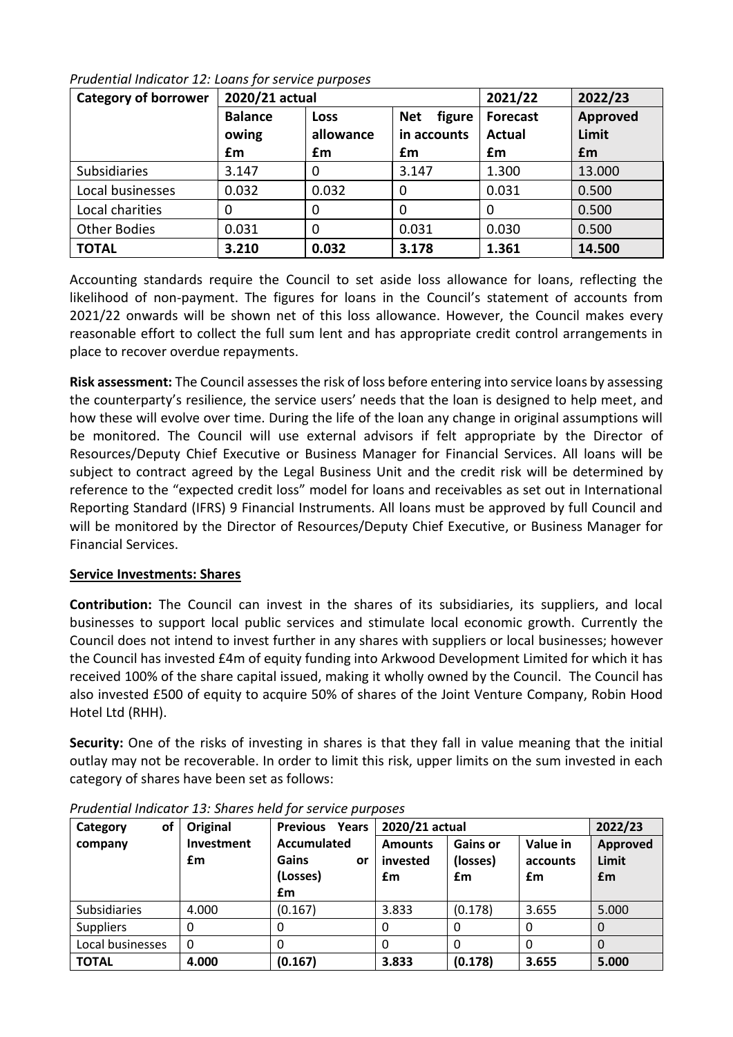*Prudential Indicator 12: Loans for service purposes*

| Category of borrower | 2020/21 actual | | | 2021/22 | 2022/23 |
|---|---|---|---|---|---|
| | Balance owing £m | Loss allowance £m | Net figure in accounts £m | Forecast Actual £m | Approved Limit £m |
| Subsidiaries | 3.147 | 0 | 3.147 | 1.300 | 13.000 |
| Local businesses | 0.032 | 0.032 | 0 | 0.031 | 0.500 |
| Local charities | 0 | 0 | 0 | 0 | 0.500 |
| Other Bodies | 0.031 | 0 | 0.031 | 0.030 | 0.500 |
| **TOTAL** | **3.210** | **0.032** | **3.178** | **1.361** | **14.500** |

Accounting standards require the Council to set aside loss allowance for loans, reflecting the likelihood of non-payment. The figures for loans in the Council's statement of accounts from 2021/22 onwards will be shown net of this loss allowance. However, the Council makes every reasonable effort to collect the full sum lent and has appropriate credit control arrangements in place to recover overdue repayments.

**Risk assessment:** The Council assesses the risk of loss before entering into service loans by assessing the counterparty's resilience, the service users' needs that the loan is designed to help meet, and how these will evolve over time. During the life of the loan any change in original assumptions will be monitored. The Council will use external advisors if felt appropriate by the Director of Resources/Deputy Chief Executive or Business Manager for Financial Services. All loans will be subject to contract agreed by the Legal Business Unit and the credit risk will be determined by reference to the "expected credit loss" model for loans and receivables as set out in International Reporting Standard (IFRS) 9 Financial Instruments. All loans must be approved by full Council and will be monitored by the Director of Resources/Deputy Chief Executive, or Business Manager for Financial Services.

**Service Investments: Shares**

**Contribution:** The Council can invest in the shares of its subsidiaries, its suppliers, and local businesses to support local public services and stimulate local economic growth. Currently the Council does not intend to invest further in any shares with suppliers or local businesses; however the Council has invested £4m of equity funding into Arkwood Development Limited for which it has received 100% of the share capital issued, making it wholly owned by the Council. The Council has also invested £500 of equity to acquire 50% of shares of the Joint Venture Company, Robin Hood Hotel Ltd (RHH).

**Security:** One of the risks of investing in shares is that they fall in value meaning that the initial outlay may not be recoverable. In order to limit this risk, upper limits on the sum invested in each category of shares have been set as follows:

*Prudential Indicator 13: Shares held for service purposes*

| Category of company | Original Investment £m | Previous Years Accumulated Gains or (Losses) £m | 2020/21 actual | | | 2022/23 |
|---|---|---|---|---|---|---|
| | | | Amounts invested £m | Gains or (losses) £m | Value in accounts £m | Approved Limit £m |
| Subsidiaries | 4.000 | (0.167) | 3.833 | (0.178) | 3.655 | 5.000 |
| Suppliers | 0 | 0 | 0 | 0 | 0 | 0 |
| Local businesses | 0 | 0 | 0 | 0 | 0 | 0 |
| **TOTAL** | **4.000** | **(0.167)** | **3.833** | **(0.178)** | **3.655** | **5.000** |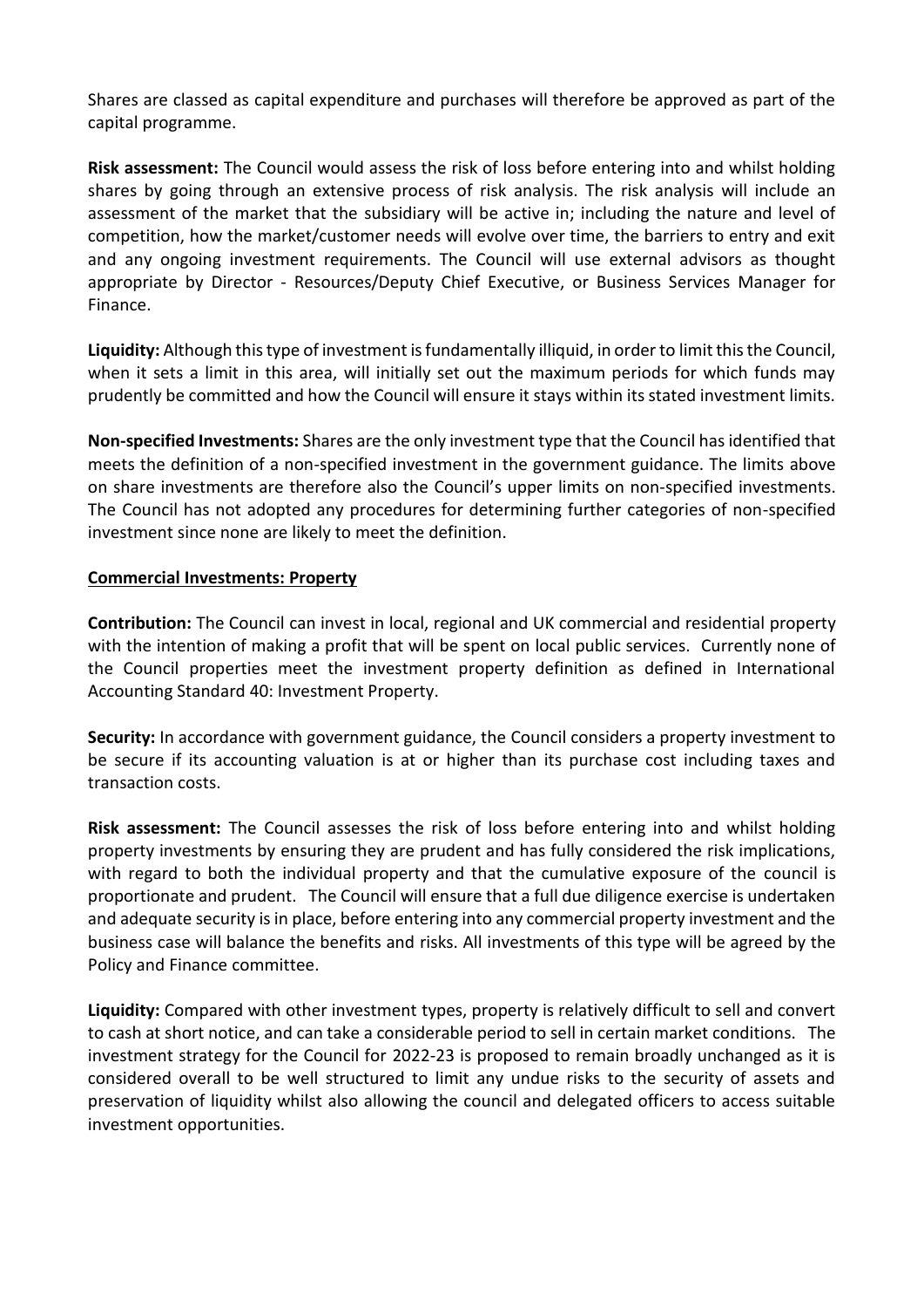Shares are classed as capital expenditure and purchases will therefore be approved as part of the capital programme.

**Risk assessment:** The Council would assess the risk of loss before entering into and whilst holding shares by going through an extensive process of risk analysis. The risk analysis will include an assessment of the market that the subsidiary will be active in; including the nature and level of competition, how the market/customer needs will evolve over time, the barriers to entry and exit and any ongoing investment requirements. The Council will use external advisors as thought appropriate by Director - Resources/Deputy Chief Executive, or Business Services Manager for Finance.

**Liquidity:** Although this type of investment is fundamentally illiquid, in order to limit this the Council, when it sets a limit in this area, will initially set out the maximum periods for which funds may prudently be committed and how the Council will ensure it stays within its stated investment limits.

**Non-specified Investments:** Shares are the only investment type that the Council has identified that meets the definition of a non-specified investment in the government guidance. The limits above on share investments are therefore also the Council's upper limits on non-specified investments. The Council has not adopted any procedures for determining further categories of non-specified investment since none are likely to meet the definition.

## Commercial Investments: Property

**Contribution:** The Council can invest in local, regional and UK commercial and residential property with the intention of making a profit that will be spent on local public services. Currently none of the Council properties meet the investment property definition as defined in International Accounting Standard 40: Investment Property.

**Security:** In accordance with government guidance, the Council considers a property investment to be secure if its accounting valuation is at or higher than its purchase cost including taxes and transaction costs.

**Risk assessment:** The Council assesses the risk of loss before entering into and whilst holding property investments by ensuring they are prudent and has fully considered the risk implications, with regard to both the individual property and that the cumulative exposure of the council is proportionate and prudent. The Council will ensure that a full due diligence exercise is undertaken and adequate security is in place, before entering into any commercial property investment and the business case will balance the benefits and risks. All investments of this type will be agreed by the Policy and Finance committee.

**Liquidity:** Compared with other investment types, property is relatively difficult to sell and convert to cash at short notice, and can take a considerable period to sell in certain market conditions. The investment strategy for the Council for 2022-23 is proposed to remain broadly unchanged as it is considered overall to be well structured to limit any undue risks to the security of assets and preservation of liquidity whilst also allowing the council and delegated officers to access suitable investment opportunities.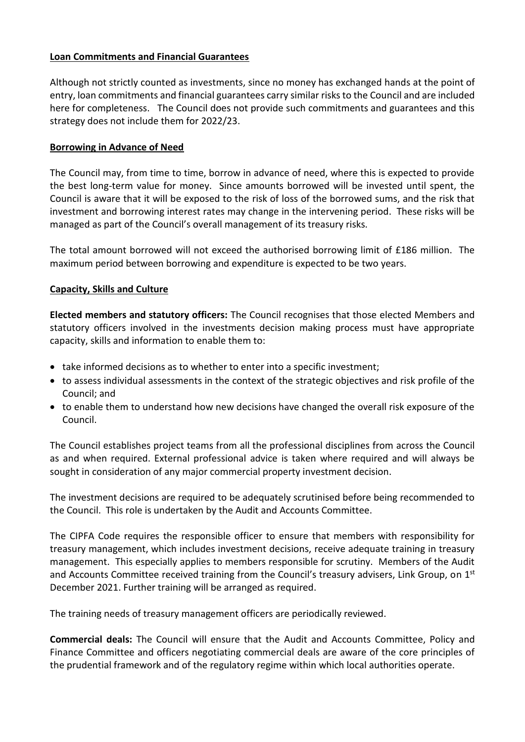**Loan Commitments and Financial Guarantees**

Although not strictly counted as investments, since no money has exchanged hands at the point of entry, loan commitments and financial guarantees carry similar risks to the Council and are included here for completeness. The Council does not provide such commitments and guarantees and this strategy does not include them for 2022/23.

**Borrowing in Advance of Need**

The Council may, from time to time, borrow in advance of need, where this is expected to provide the best long-term value for money. Since amounts borrowed will be invested until spent, the Council is aware that it will be exposed to the risk of loss of the borrowed sums, and the risk that investment and borrowing interest rates may change in the intervening period. These risks will be managed as part of the Council's overall management of its treasury risks.

The total amount borrowed will not exceed the authorised borrowing limit of £186 million. The maximum period between borrowing and expenditure is expected to be two years.

**Capacity, Skills and Culture**

**Elected members and statutory officers:** The Council recognises that those elected Members and statutory officers involved in the investments decision making process must have appropriate capacity, skills and information to enable them to:

- take informed decisions as to whether to enter into a specific investment;
- to assess individual assessments in the context of the strategic objectives and risk profile of the Council; and
- to enable them to understand how new decisions have changed the overall risk exposure of the Council.

The Council establishes project teams from all the professional disciplines from across the Council as and when required. External professional advice is taken where required and will always be sought in consideration of any major commercial property investment decision.

The investment decisions are required to be adequately scrutinised before being recommended to the Council. This role is undertaken by the Audit and Accounts Committee.

The CIPFA Code requires the responsible officer to ensure that members with responsibility for treasury management, which includes investment decisions, receive adequate training in treasury management. This especially applies to members responsible for scrutiny. Members of the Audit and Accounts Committee received training from the Council's treasury advisers, Link Group, on 1st December 2021. Further training will be arranged as required.

The training needs of treasury management officers are periodically reviewed.

**Commercial deals:** The Council will ensure that the Audit and Accounts Committee, Policy and Finance Committee and officers negotiating commercial deals are aware of the core principles of the prudential framework and of the regulatory regime within which local authorities operate.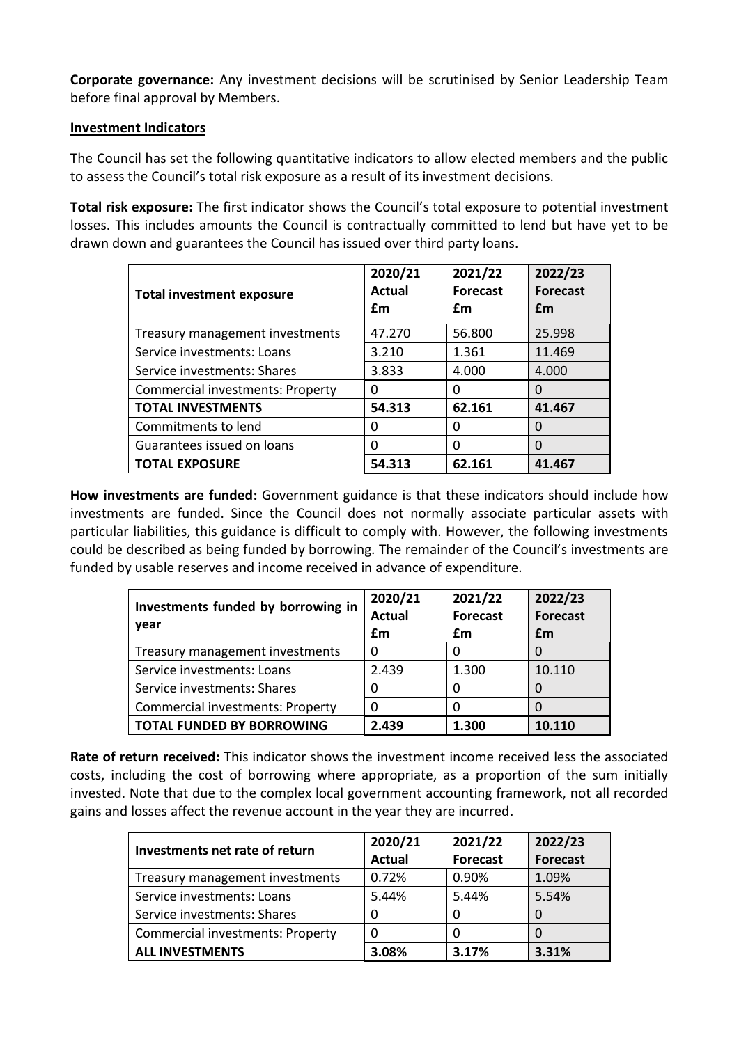**Corporate governance:** Any investment decisions will be scrutinised by Senior Leadership Team before final approval by Members.

## Investment Indicators

The Council has set the following quantitative indicators to allow elected members and the public to assess the Council's total risk exposure as a result of its investment decisions.

**Total risk exposure:** The first indicator shows the Council's total exposure to potential investment losses. This includes amounts the Council is contractually committed to lend but have yet to be drawn down and guarantees the Council has issued over third party loans.

| Total investment exposure | 2020/21 Actual £m | 2021/22 Forecast £m | 2022/23 Forecast £m |
|---|---|---|---|
| Treasury management investments | 47.270 | 56.800 | 25.998 |
| Service investments: Loans | 3.210 | 1.361 | 11.469 |
| Service investments: Shares | 3.833 | 4.000 | 4.000 |
| Commercial investments: Property | 0 | 0 | 0 |
| **TOTAL INVESTMENTS** | **54.313** | **62.161** | **41.467** |
| Commitments to lend | 0 | 0 | 0 |
| Guarantees issued on loans | 0 | 0 | 0 |
| **TOTAL EXPOSURE** | **54.313** | **62.161** | **41.467** |

**How investments are funded:** Government guidance is that these indicators should include how investments are funded. Since the Council does not normally associate particular assets with particular liabilities, this guidance is difficult to comply with. However, the following investments could be described as being funded by borrowing. The remainder of the Council's investments are funded by usable reserves and income received in advance of expenditure.

| Investments funded by borrowing in year | 2020/21 Actual £m | 2021/22 Forecast £m | 2022/23 Forecast £m |
|---|---|---|---|
| Treasury management investments | 0 | 0 | 0 |
| Service investments: Loans | 2.439 | 1.300 | 10.110 |
| Service investments: Shares | 0 | 0 | 0 |
| Commercial investments: Property | 0 | 0 | 0 |
| **TOTAL FUNDED BY BORROWING** | **2.439** | **1.300** | **10.110** |

**Rate of return received:** This indicator shows the investment income received less the associated costs, including the cost of borrowing where appropriate, as a proportion of the sum initially invested. Note that due to the complex local government accounting framework, not all recorded gains and losses affect the revenue account in the year they are incurred.

| Investments net rate of return | 2020/21 Actual | 2021/22 Forecast | 2022/23 Forecast |
|---|---|---|---|
| Treasury management investments | 0.72% | 0.90% | 1.09% |
| Service investments: Loans | 5.44% | 5.44% | 5.54% |
| Service investments: Shares | 0 | 0 | 0 |
| Commercial investments: Property | 0 | 0 | 0 |
| **ALL INVESTMENTS** | **3.08%** | **3.17%** | **3.31%** |